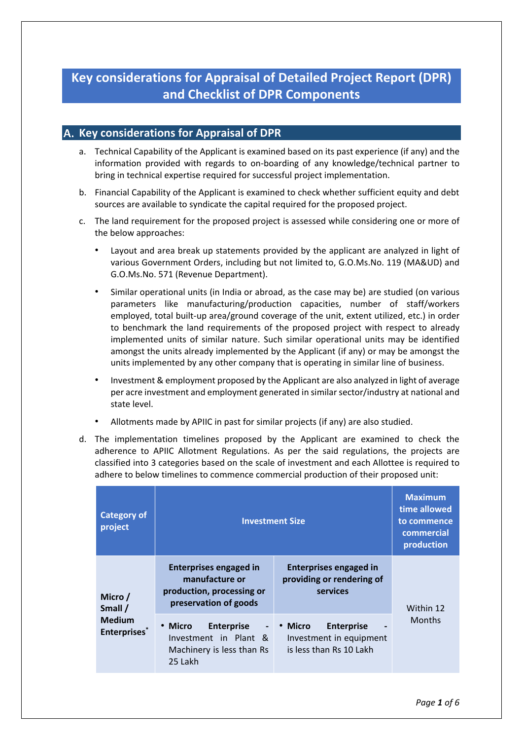# Key considerations for Appraisal of Detailed Project Report (DPR) and Checklist of DPR Components

## A. Key considerations for Appraisal of DPR

a. Technical Capability of the Applicant is examined based on its past experience (if any) and the information provided with regards to on-boarding of any knowledge/technical partner to bring in technical expertise required for successful project implementation.

b. Financial Capability of the Applicant is examined to check whether sufficient equity and debt sources are available to syndicate the capital required for the proposed project.

c. The land requirement for the proposed project is assessed while considering one or more of the below approaches:

- Layout and area break up statements provided by the applicant are analyzed in light of various Government Orders, including but not limited to, G.O.Ms.No. 119 (MA&UD) and G.O.Ms.No. 571 (Revenue Department).
- Similar operational units (in India or abroad, as the case may be) are studied (on various parameters like manufacturing/production capacities, number of staff/workers employed, total built-up area/ground coverage of the unit, extent utilized, etc.) in order to benchmark the land requirements of the proposed project with respect to already implemented units of similar nature. Such similar operational units may be identified amongst the units already implemented by the Applicant (if any) or may be amongst the units implemented by any other company that is operating in similar line of business.
- Investment & employment proposed by the Applicant are also analyzed in light of average per acre investment and employment generated in similar sector/industry at national and state level.
- Allotments made by APIIC in past for similar projects (if any) are also studied.

d. The implementation timelines proposed by the Applicant are examined to check the adherence to APIIC Allotment Regulations. As per the said regulations, the projects are classified into 3 categories based on the scale of investment and each Allottee is required to adhere to below timelines to commence commercial production of their proposed unit:

| Category of project | Investment Size | | Maximum time allowed to commence commercial production |
|---|---|---|---|
| | **Enterprises engaged in manufacture or production, processing or preservation of goods** | **Enterprises engaged in providing or rendering of services** | |
| **Micro / Small / Medium Enterprises*** | • **Micro Enterprise** - Investment in Plant & Machinery is less than Rs 25 Lakh | • **Micro Enterprise** - Investment in equipment is less than Rs 10 Lakh | Within 12 Months |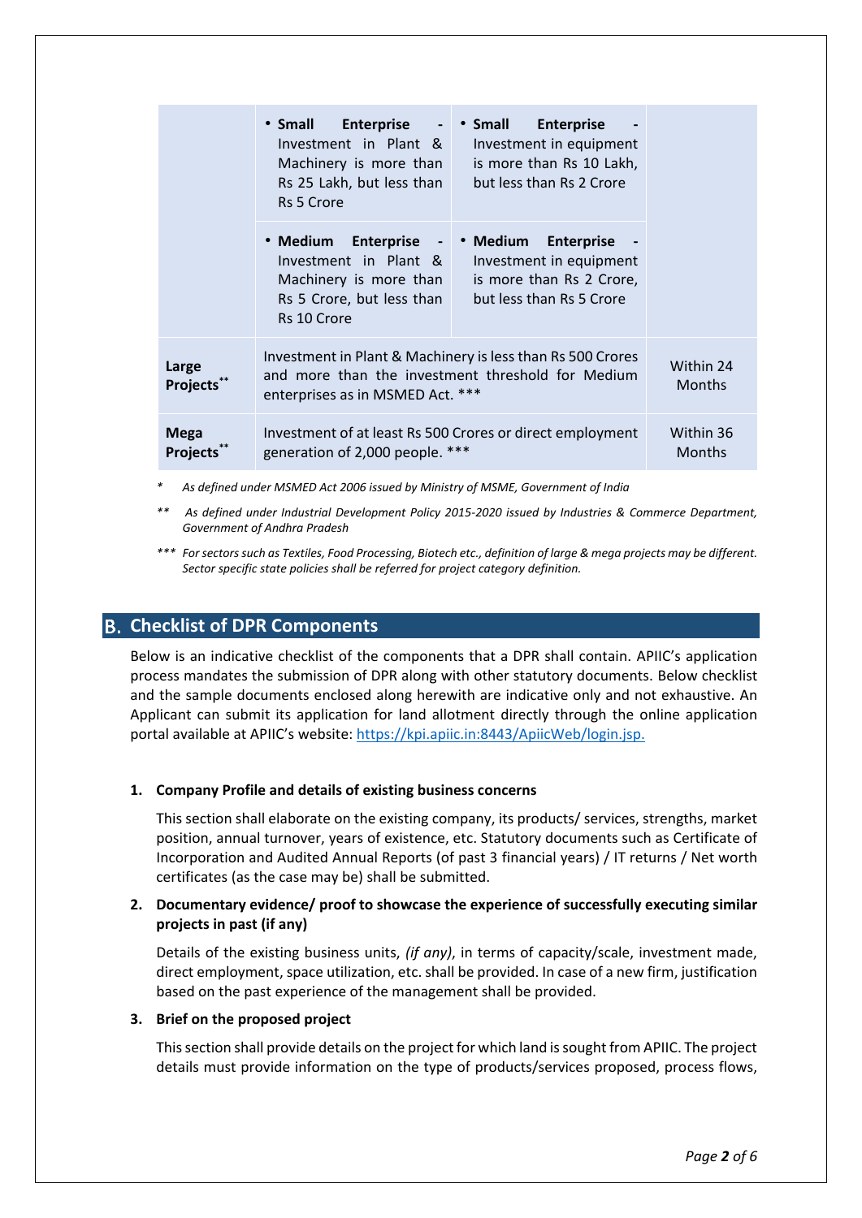| | | | |
|---|---|---|---|
| | • **Small Enterprise** - Investment in Plant & Machinery is more than Rs 25 Lakh, but less than Rs 5 Crore | • **Small Enterprise** - Investment in equipment is more than Rs 10 Lakh, but less than Rs 2 Crore | |
| | • **Medium Enterprise** - Investment in Plant & Machinery is more than Rs 5 Crore, but less than Rs 10 Crore | • **Medium Enterprise** - Investment in equipment is more than Rs 2 Crore, but less than Rs 5 Crore | |
| **Large Projects**** | Investment in Plant & Machinery is less than Rs 500 Crores and more than the investment threshold for Medium enterprises as in MSMED Act. *** | | Within 24 Months |
| **Mega Projects**** | Investment of at least Rs 500 Crores or direct employment generation of 2,000 people. *** | | Within 36 Months |

\* *As defined under MSMED Act 2006 issued by Ministry of MSME, Government of India*

\*\* *As defined under Industrial Development Policy 2015-2020 issued by Industries & Commerce Department, Government of Andhra Pradesh*

\*\*\* *For sectors such as Textiles, Food Processing, Biotech etc., definition of large & mega projects may be different. Sector specific state policies shall be referred for project category definition.*

## B. Checklist of DPR Components

Below is an indicative checklist of the components that a DPR shall contain. APIIC's application process mandates the submission of DPR along with other statutory documents. Below checklist and the sample documents enclosed along herewith are indicative only and not exhaustive. An Applicant can submit its application for land allotment directly through the online application portal available at APIIC's website: https://kpi.apiic.in:8443/ApiicWeb/login.jsp.

**1. Company Profile and details of existing business concerns**

This section shall elaborate on the existing company, its products/ services, strengths, market position, annual turnover, years of existence, etc. Statutory documents such as Certificate of Incorporation and Audited Annual Reports (of past 3 financial years) / IT returns / Net worth certificates (as the case may be) shall be submitted.

**2. Documentary evidence/ proof to showcase the experience of successfully executing similar projects in past (if any)**

Details of the existing business units, *(if any)*, in terms of capacity/scale, investment made, direct employment, space utilization, etc. shall be provided. In case of a new firm, justification based on the past experience of the management shall be provided.

**3. Brief on the proposed project**

This section shall provide details on the project for which land is sought from APIIC. The project details must provide information on the type of products/services proposed, process flows,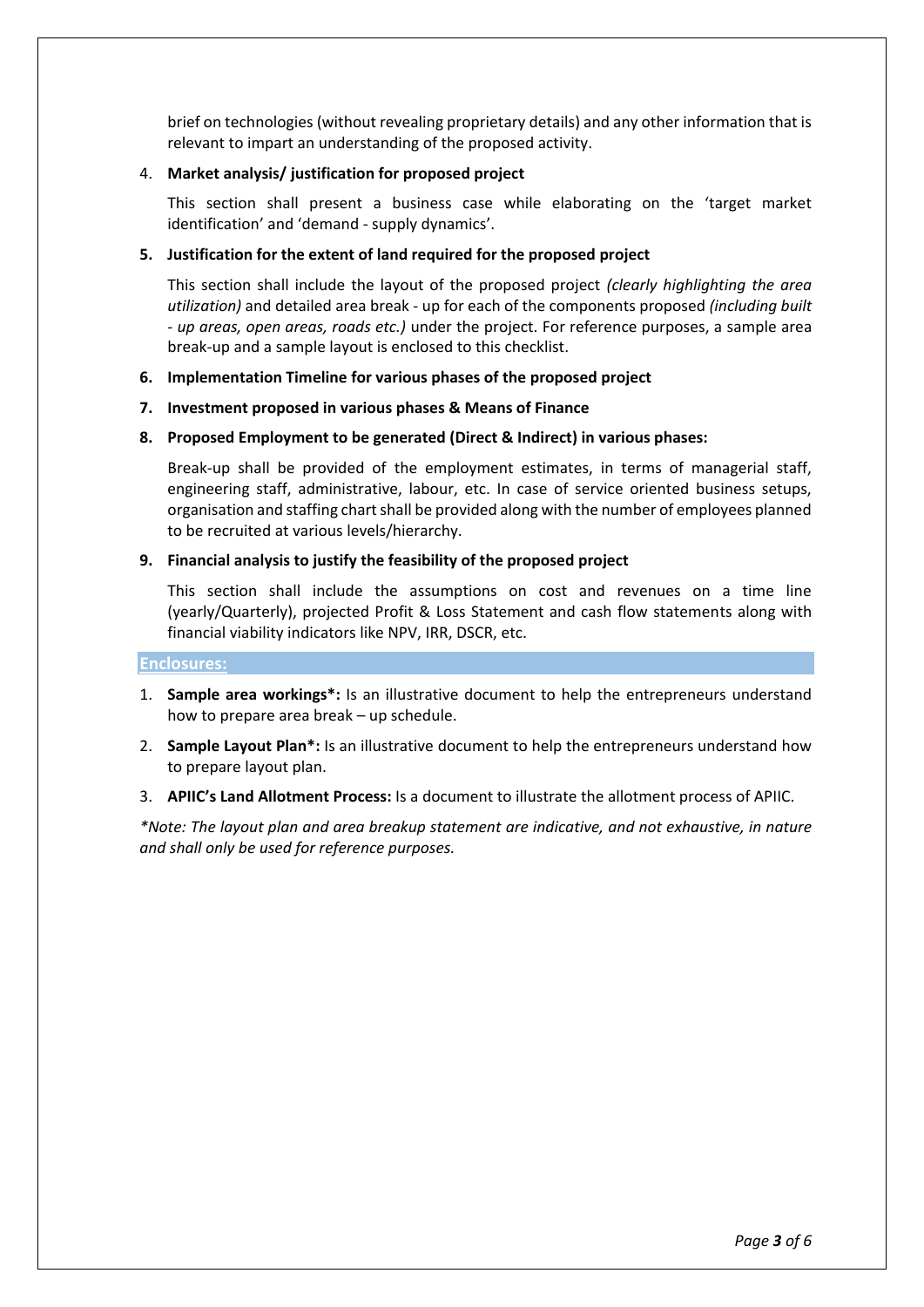brief on technologies (without revealing proprietary details) and any other information that is relevant to impart an understanding of the proposed activity.

4. **Market analysis/ justification for proposed project**

   This section shall present a business case while elaborating on the 'target market identification' and 'demand - supply dynamics'.

5. **Justification for the extent of land required for the proposed project**

   This section shall include the layout of the proposed project *(clearly highlighting the area utilization)* and detailed area break - up for each of the components proposed *(including built - up areas, open areas, roads etc.)* under the project. For reference purposes, a sample area break-up and a sample layout is enclosed to this checklist.

6. **Implementation Timeline for various phases of the proposed project**

7. **Investment proposed in various phases & Means of Finance**

8. **Proposed Employment to be generated (Direct & Indirect) in various phases:**

   Break-up shall be provided of the employment estimates, in terms of managerial staff, engineering staff, administrative, labour, etc. In case of service oriented business setups, organisation and staffing chart shall be provided along with the number of employees planned to be recruited at various levels/hierarchy.

9. **Financial analysis to justify the feasibility of the proposed project**

   This section shall include the assumptions on cost and revenues on a time line (yearly/Quarterly), projected Profit & Loss Statement and cash flow statements along with financial viability indicators like NPV, IRR, DSCR, etc.

## Enclosures:

1. **Sample area workings*:** Is an illustrative document to help the entrepreneurs understand how to prepare area break – up schedule.
2. **Sample Layout Plan*:** Is an illustrative document to help the entrepreneurs understand how to prepare layout plan.
3. **APIIC's Land Allotment Process:** Is a document to illustrate the allotment process of APIIC.

**Note: The layout plan and area breakup statement are indicative, and not exhaustive, in nature and shall only be used for reference purposes.*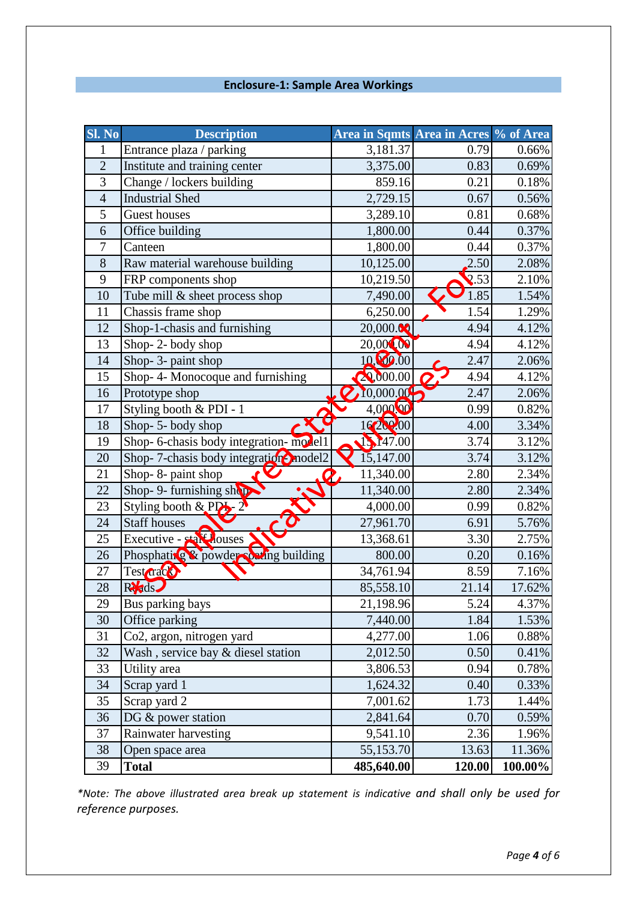## Enclosure-1: Sample Area Workings

| Sl. No | Description | Area in Sqmts | Area in Acres | % of Area |
|---|---|---|---|---|
| 1 | Entrance plaza / parking | 3,181.37 | 0.79 | 0.66% |
| 2 | Institute and training center | 3,375.00 | 0.83 | 0.69% |
| 3 | Change / lockers building | 859.16 | 0.21 | 0.18% |
| 4 | Industrial Shed | 2,729.15 | 0.67 | 0.56% |
| 5 | Guest houses | 3,289.10 | 0.81 | 0.68% |
| 6 | Office building | 1,800.00 | 0.44 | 0.37% |
| 7 | Canteen | 1,800.00 | 0.44 | 0.37% |
| 8 | Raw material warehouse building | 10,125.00 | 2.50 | 2.08% |
| 9 | FRP components shop | 10,219.50 | 2.53 | 2.10% |
| 10 | Tube mill & sheet process shop | 7,490.00 | 1.85 | 1.54% |
| 11 | Chassis frame shop | 6,250.00 | 1.54 | 1.29% |
| 12 | Shop-1-chasis and furnishing | 20,000.00 | 4.94 | 4.12% |
| 13 | Shop- 2- body shop | 20,000.00 | 4.94 | 4.12% |
| 14 | Shop- 3- paint shop | 10,000.00 | 2.47 | 2.06% |
| 15 | Shop- 4- Monocoque and furnishing | 20,000.00 | 4.94 | 4.12% |
| 16 | Prototype shop | 10,000.00 | 2.47 | 2.06% |
| 17 | Styling booth & PDI - 1 | 4,000.00 | 0.99 | 0.82% |
| 18 | Shop- 5- body shop | 16,200.00 | 4.00 | 3.34% |
| 19 | Shop- 6-chasis body integration- model1 | 15,147.00 | 3.74 | 3.12% |
| 20 | Shop- 7-chasis body integration- model2 | 15,147.00 | 3.74 | 3.12% |
| 21 | Shop- 8- paint shop | 11,340.00 | 2.80 | 2.34% |
| 22 | Shop- 9- furnishing shop | 11,340.00 | 2.80 | 2.34% |
| 23 | Styling booth & PDI - 2 | 4,000.00 | 0.99 | 0.82% |
| 24 | Staff houses | 27,961.70 | 6.91 | 5.76% |
| 25 | Executive - staff houses | 13,368.61 | 3.30 | 2.75% |
| 26 | Phosphating & powder coating building | 800.00 | 0.20 | 0.16% |
| 27 | Test track | 34,761.94 | 8.59 | 7.16% |
| 28 | Roads | 85,558.10 | 21.14 | 17.62% |
| 29 | Bus parking bays | 21,198.96 | 5.24 | 4.37% |
| 30 | Office parking | 7,440.00 | 1.84 | 1.53% |
| 31 | Co2, argon, nitrogen yard | 4,277.00 | 1.06 | 0.88% |
| 32 | Wash , service bay & diesel station | 2,012.50 | 0.50 | 0.41% |
| 33 | Utility area | 3,806.53 | 0.94 | 0.78% |
| 34 | Scrap yard 1 | 1,624.32 | 0.40 | 0.33% |
| 35 | Scrap yard 2 | 7,001.62 | 1.73 | 1.44% |
| 36 | DG & power station | 2,841.64 | 0.70 | 0.59% |
| 37 | Rainwater harvesting | 9,541.10 | 2.36 | 1.96% |
| 38 | Open space area | 55,153.70 | 13.63 | 11.36% |
| 39 | **Total** | **485,640.00** | **120.00** | **100.00%** |

*Sample Area Statement - For Indicative Purposes

*\*Note: The above illustrated area break up statement is indicative and shall only be used for reference purposes.*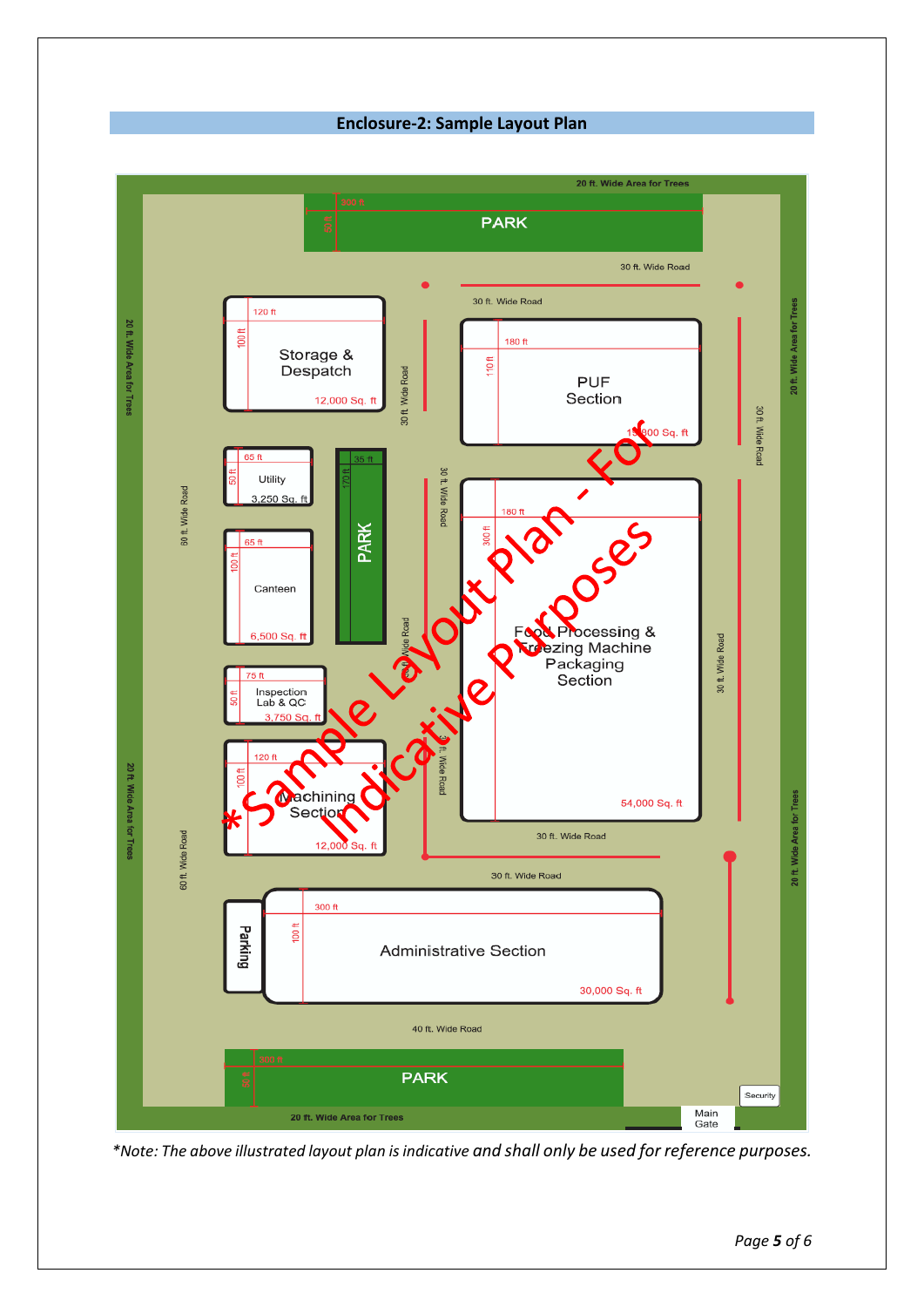## Enclosure-2: Sample Layout Plan

20 ft. Wide Area for Trees

PARK (300 ft × 30 ft)

30 ft. Wide Road

30 ft. Wide Road

Storage & Despatch — 120 ft × 100 ft — 12,000 Sq. ft

PUF Section — 180 ft × 110 ft — 19,800 Sq. ft

Utility — 65 ft × 50 ft — 3,250 Sq. ft

PARK (35 ft × 170 ft)

Canteen — 65 ft × 100 ft — 6,500 Sq. ft

Food Processing & Freezing Machine Packaging Section — 180 ft × 300 ft — 54,000 Sq. ft

Inspection Lab & QC — 75 ft × 50 ft — 3,750 Sq. ft

Machining Section — 120 ft × 100 ft — 12,000 Sq. ft

30 ft. Wide Road

30 ft. Wide Road

Parking

Administrative Section — 300 ft × 100 ft — 30,000 Sq. ft

40 ft. Wide Road

PARK (300 ft × 50 ft)

Security

Main Gate

60 ft. Wide Road

30 ft. Wide Road

20 ft. Wide Area for Trees

*Sample Layout Plan - For Indicative Purposes

*Note: The above illustrated layout plan is indicative and shall only be used for reference purposes.*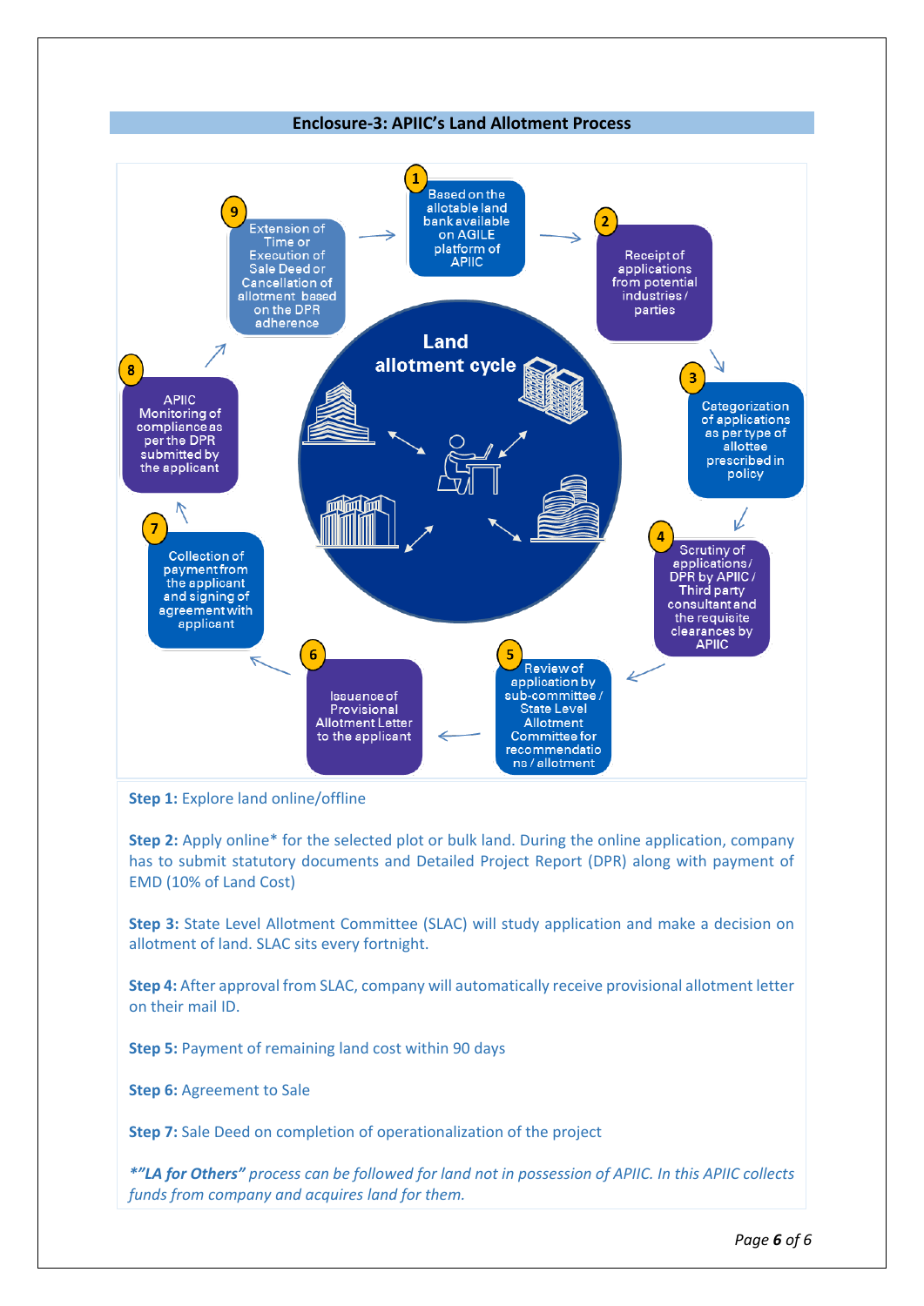## Enclosure-3: APIIC's Land Allotment Process

Land allotment cycle

1. Based on the allotable land bank available on AGILE platform of APIIC
2. Receipt of applications from potential industries / parties
3. Categorization of applications as per type of allottee prescribed in policy
4. Scrutiny of applications / DPR by APIIC / Third party consultant and the requisite clearances by APIIC
5. Review of application by sub-committee / State Level Allotment Committee for recommendations / allotment
6. Issuance of Provisional Allotment Letter to the applicant
7. Collection of payment from the applicant and signing of agreement with applicant
8. APIIC Monitoring of compliance as per the DPR submitted by the applicant
9. Extension of Time or Execution of Sale Deed or Cancellation of allotment based on the DPR adherence

**Step 1:** Explore land online/offline

**Step 2:** Apply online* for the selected plot or bulk land. During the online application, company has to submit statutory documents and Detailed Project Report (DPR) along with payment of EMD (10% of Land Cost)

**Step 3:** State Level Allotment Committee (SLAC) will study application and make a decision on allotment of land. SLAC sits every fortnight.

**Step 4:** After approval from SLAC, company will automatically receive provisional allotment letter on their mail ID.

**Step 5:** Payment of remaining land cost within 90 days

**Step 6:** Agreement to Sale

**Step 7:** Sale Deed on completion of operationalization of the project

*\*"LA for Others" process can be followed for land not in possession of APIIC. In this APIIC collects funds from company and acquires land for them.*